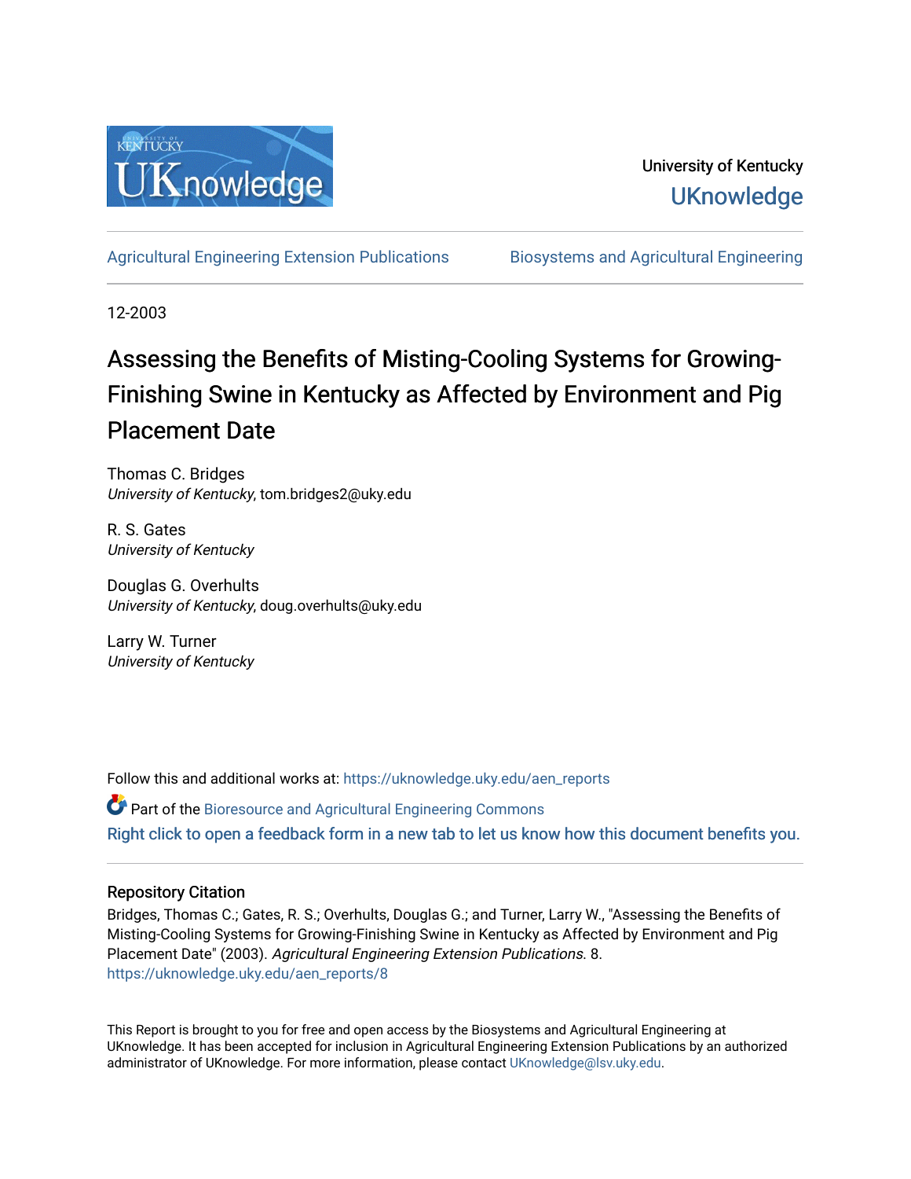University of Kentucky

UKnowledge

Agricultural Engineering Extension Publications | Biosystems and Agricultural Engineering

12-2003

# Assessing the Benefits of Misting-Cooling Systems for Growing-Finishing Swine in Kentucky as Affected by Environment and Pig Placement Date

Thomas C. Bridges
*University of Kentucky*, tom.bridges2@uky.edu

R. S. Gates
*University of Kentucky*

Douglas G. Overhults
*University of Kentucky*, doug.overhults@uky.edu

Larry W. Turner
*University of Kentucky*

Follow this and additional works at: https://uknowledge.uky.edu/aen_reports

Part of the Bioresource and Agricultural Engineering Commons

Right click to open a feedback form in a new tab to let us know how this document benefits you.

## Repository Citation

Bridges, Thomas C.; Gates, R. S.; Overhults, Douglas G.; and Turner, Larry W., "Assessing the Benefits of Misting-Cooling Systems for Growing-Finishing Swine in Kentucky as Affected by Environment and Pig Placement Date" (2003). *Agricultural Engineering Extension Publications*. 8.
https://uknowledge.uky.edu/aen_reports/8

This Report is brought to you for free and open access by the Biosystems and Agricultural Engineering at UKnowledge. It has been accepted for inclusion in Agricultural Engineering Extension Publications by an authorized administrator of UKnowledge. For more information, please contact UKnowledge@lsv.uky.edu.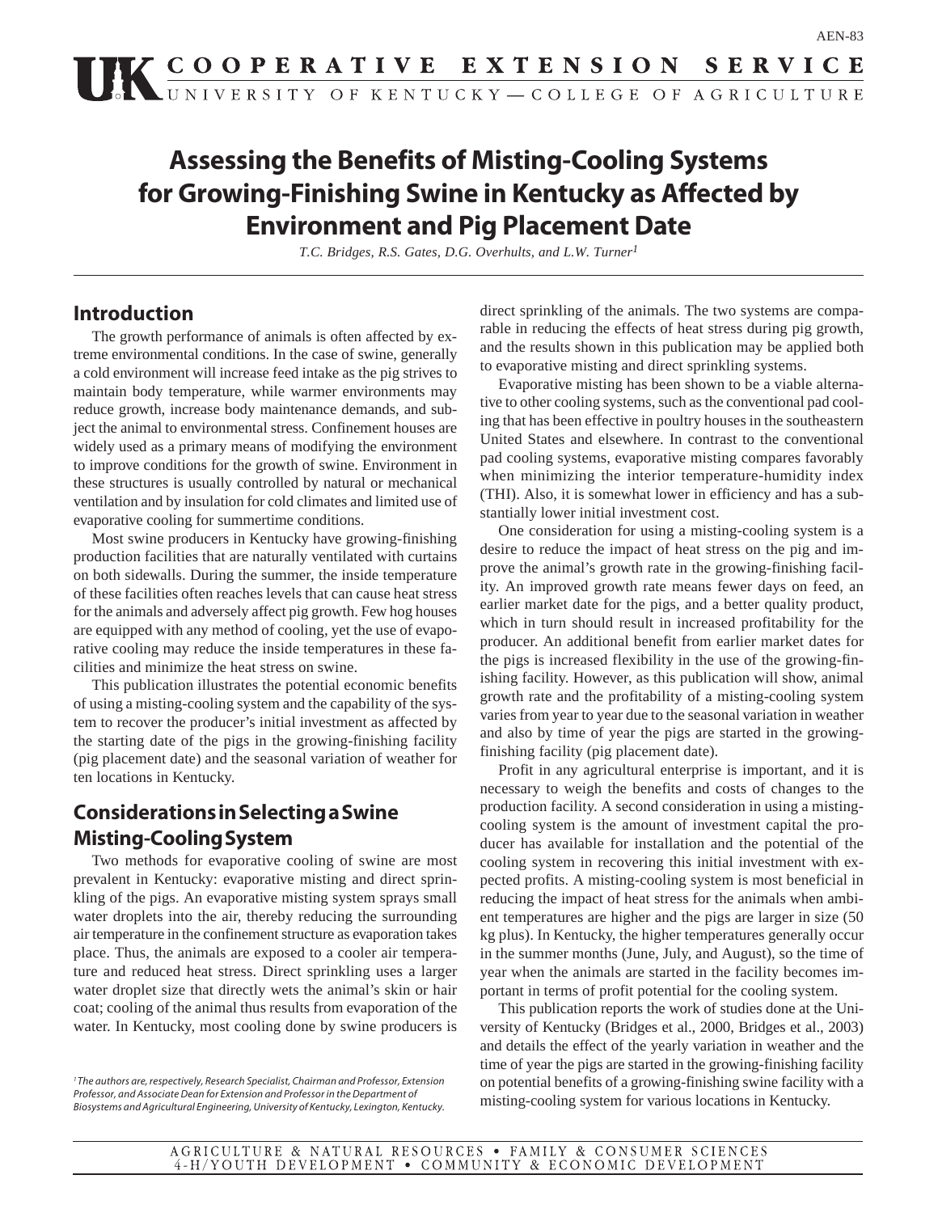AEN-83

# Assessing the Benefits of Misting-Cooling Systems for Growing-Finishing Swine in Kentucky as Affected by Environment and Pig Placement Date

*T.C. Bridges, R.S. Gates, D.G. Overhults, and L.W. Turner[1]*

## Introduction

The growth performance of animals is often affected by extreme environmental conditions. In the case of swine, generally a cold environment will increase feed intake as the pig strives to maintain body temperature, while warmer environments may reduce growth, increase body maintenance demands, and subject the animal to environmental stress. Confinement houses are widely used as a primary means of modifying the environment to improve conditions for the growth of swine. Environment in these structures is usually controlled by natural or mechanical ventilation and by insulation for cold climates and limited use of evaporative cooling for summertime conditions.

Most swine producers in Kentucky have growing-finishing production facilities that are naturally ventilated with curtains on both sidewalls. During the summer, the inside temperature of these facilities often reaches levels that can cause heat stress for the animals and adversely affect pig growth. Few hog houses are equipped with any method of cooling, yet the use of evaporative cooling may reduce the inside temperatures in these facilities and minimize the heat stress on swine.

This publication illustrates the potential economic benefits of using a misting-cooling system and the capability of the system to recover the producer's initial investment as affected by the starting date of the pigs in the growing-finishing facility (pig placement date) and the seasonal variation of weather for ten locations in Kentucky.

## Considerations in Selecting a Swine Misting-Cooling System

Two methods for evaporative cooling of swine are most prevalent in Kentucky: evaporative misting and direct sprinkling of the pigs. An evaporative misting system sprays small water droplets into the air, thereby reducing the surrounding air temperature in the confinement structure as evaporation takes place. Thus, the animals are exposed to a cooler air temperature and reduced heat stress. Direct sprinkling uses a larger water droplet size that directly wets the animal's skin or hair coat; cooling of the animal thus results from evaporation of the water. In Kentucky, most cooling done by swine producers is direct sprinkling of the animals. The two systems are comparable in reducing the effects of heat stress during pig growth, and the results shown in this publication may be applied both to evaporative misting and direct sprinkling systems.

Evaporative misting has been shown to be a viable alternative to other cooling systems, such as the conventional pad cooling that has been effective in poultry houses in the southeastern United States and elsewhere. In contrast to the conventional pad cooling systems, evaporative misting compares favorably when minimizing the interior temperature-humidity index (THI). Also, it is somewhat lower in efficiency and has a substantially lower initial investment cost.

One consideration for using a misting-cooling system is a desire to reduce the impact of heat stress on the pig and improve the animal's growth rate in the growing-finishing facility. An improved growth rate means fewer days on feed, an earlier market date for the pigs, and a better quality product, which in turn should result in increased profitability for the producer. An additional benefit from earlier market dates for the pigs is increased flexibility in the use of the growing-finishing facility. However, as this publication will show, animal growth rate and the profitability of a misting-cooling system varies from year to year due to the seasonal variation in weather and also by time of year the pigs are started in the growing-finishing facility (pig placement date).

Profit in any agricultural enterprise is important, and it is necessary to weigh the benefits and costs of changes to the production facility. A second consideration in using a misting-cooling system is the amount of investment capital the producer has available for installation and the potential of the cooling system in recovering this initial investment with expected profits. A misting-cooling system is most beneficial in reducing the impact of heat stress for the animals when ambient temperatures are higher and the pigs are larger in size (50 kg plus). In Kentucky, the higher temperatures generally occur in the summer months (June, July, and August), so the time of year when the animals are started in the facility becomes important in terms of profit potential for the cooling system.

This publication reports the work of studies done at the University of Kentucky (Bridges et al., 2000, Bridges et al., 2003) and details the effect of the yearly variation in weather and the time of year the pigs are started in the growing-finishing facility on potential benefits of a growing-finishing swine facility with a misting-cooling system for various locations in Kentucky.

[1] The authors are, respectively, Research Specialist, Chairman and Professor, Extension Professor, and Associate Dean for Extension and Professor in the Department of Biosystems and Agricultural Engineering, University of Kentucky, Lexington, Kentucky.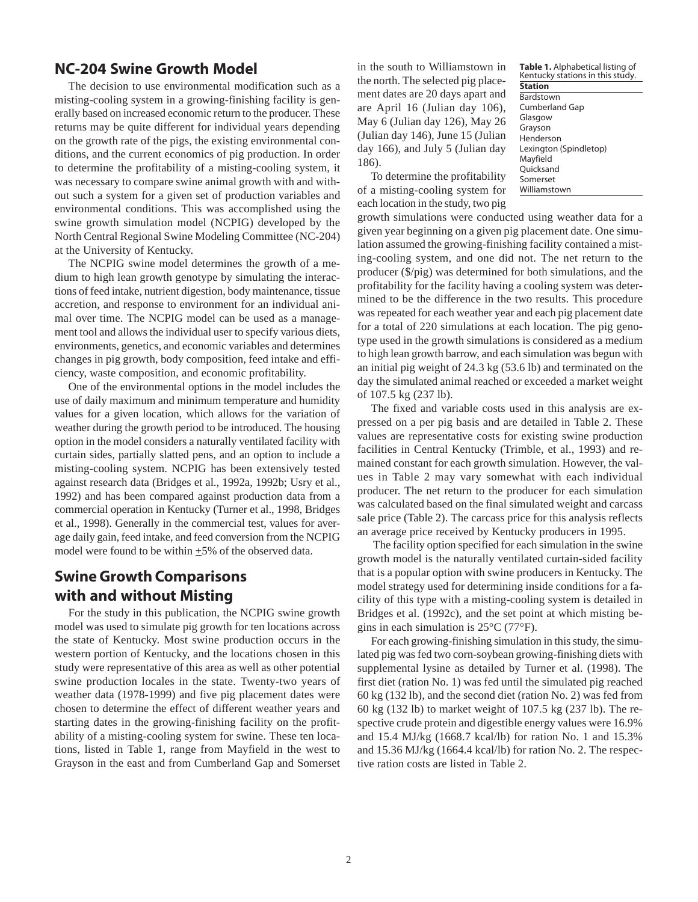## NC-204 Swine Growth Model

The decision to use environmental modification such as a misting-cooling system in a growing-finishing facility is generally based on increased economic return to the producer. These returns may be quite different for individual years depending on the growth rate of the pigs, the existing environmental conditions, and the current economics of pig production. In order to determine the profitability of a misting-cooling system, it was necessary to compare swine animal growth with and without such a system for a given set of production variables and environmental conditions. This was accomplished using the swine growth simulation model (NCPIG) developed by the North Central Regional Swine Modeling Committee (NC-204) at the University of Kentucky.

The NCPIG swine model determines the growth of a medium to high lean growth genotype by simulating the interactions of feed intake, nutrient digestion, body maintenance, tissue accretion, and response to environment for an individual animal over time. The NCPIG model can be used as a management tool and allows the individual user to specify various diets, environments, genetics, and economic variables and determines changes in pig growth, body composition, feed intake and efficiency, waste composition, and economic profitability.

One of the environmental options in the model includes the use of daily maximum and minimum temperature and humidity values for a given location, which allows for the variation of weather during the growth period to be introduced. The housing option in the model considers a naturally ventilated facility with curtain sides, partially slatted pens, and an option to include a misting-cooling system. NCPIG has been extensively tested against research data (Bridges et al., 1992a, 1992b; Usry et al., 1992) and has been compared against production data from a commercial operation in Kentucky (Turner et al., 1998, Bridges et al., 1998). Generally in the commercial test, values for average daily gain, feed intake, and feed conversion from the NCPIG model were found to be within $\pm$5% of the observed data.

## Swine Growth Comparisons with and without Misting

For the study in this publication, the NCPIG swine growth model was used to simulate pig growth for ten locations across the state of Kentucky. Most swine production occurs in the western portion of Kentucky, and the locations chosen in this study were representative of this area as well as other potential swine production locales in the state. Twenty-two years of weather data (1978-1999) and five pig placement dates were chosen to determine the effect of different weather years and starting dates in the growing-finishing facility on the profitability of a misting-cooling system for swine. These ten locations, listed in Table 1, range from Mayfield in the west to Grayson in the east and from Cumberland Gap and Somerset in the south to Williamstown in the north. The selected pig placement dates are 20 days apart and are April 16 (Julian day 106), May 6 (Julian day 126), May 26 (Julian day 146), June 15 (Julian day 166), and July 5 (Julian day 186).

**Table 1.** Alphabetical listing of Kentucky stations in this study.

| Station |
|---|
| Bardstown |
| Cumberland Gap |
| Glasgow |
| Grayson |
| Henderson |
| Lexington (Spindletop) |
| Mayfield |
| Quicksand |
| Somerset |
| Williamstown |

To determine the profitability of a misting-cooling system for each location in the study, two pig growth simulations were conducted using weather data for a given year beginning on a given pig placement date. One simulation assumed the growing-finishing facility contained a misting-cooling system, and one did not. The net return to the producer ($/pig) was determined for both simulations, and the profitability for the facility having a cooling system was determined to be the difference in the two results. This procedure was repeated for each weather year and each pig placement date for a total of 220 simulations at each location. The pig genotype used in the growth simulations is considered as a medium to high lean growth barrow, and each simulation was begun with an initial pig weight of 24.3 kg (53.6 lb) and terminated on the day the simulated animal reached or exceeded a market weight of 107.5 kg (237 lb).

The fixed and variable costs used in this analysis are expressed on a per pig basis and are detailed in Table 2. These values are representative costs for existing swine production facilities in Central Kentucky (Trimble, et al., 1993) and remained constant for each growth simulation. However, the values in Table 2 may vary somewhat with each individual producer. The net return to the producer for each simulation was calculated based on the final simulated weight and carcass sale price (Table 2). The carcass price for this analysis reflects an average price received by Kentucky producers in 1995.

The facility option specified for each simulation in the swine growth model is the naturally ventilated curtain-sided facility that is a popular option with swine producers in Kentucky. The model strategy used for determining inside conditions for a facility of this type with a misting-cooling system is detailed in Bridges et al. (1992c), and the set point at which misting begins in each simulation is 25°C (77°F).

For each growing-finishing simulation in this study, the simulated pig was fed two corn-soybean growing-finishing diets with supplemental lysine as detailed by Turner et al. (1998). The first diet (ration No. 1) was fed until the simulated pig reached 60 kg (132 lb), and the second diet (ration No. 2) was fed from 60 kg (132 lb) to market weight of 107.5 kg (237 lb). The respective crude protein and digestible energy values were 16.9% and 15.4 MJ/kg (1668.7 kcal/lb) for ration No. 1 and 15.3% and 15.36 MJ/kg (1664.4 kcal/lb) for ration No. 2. The respective ration costs are listed in Table 2.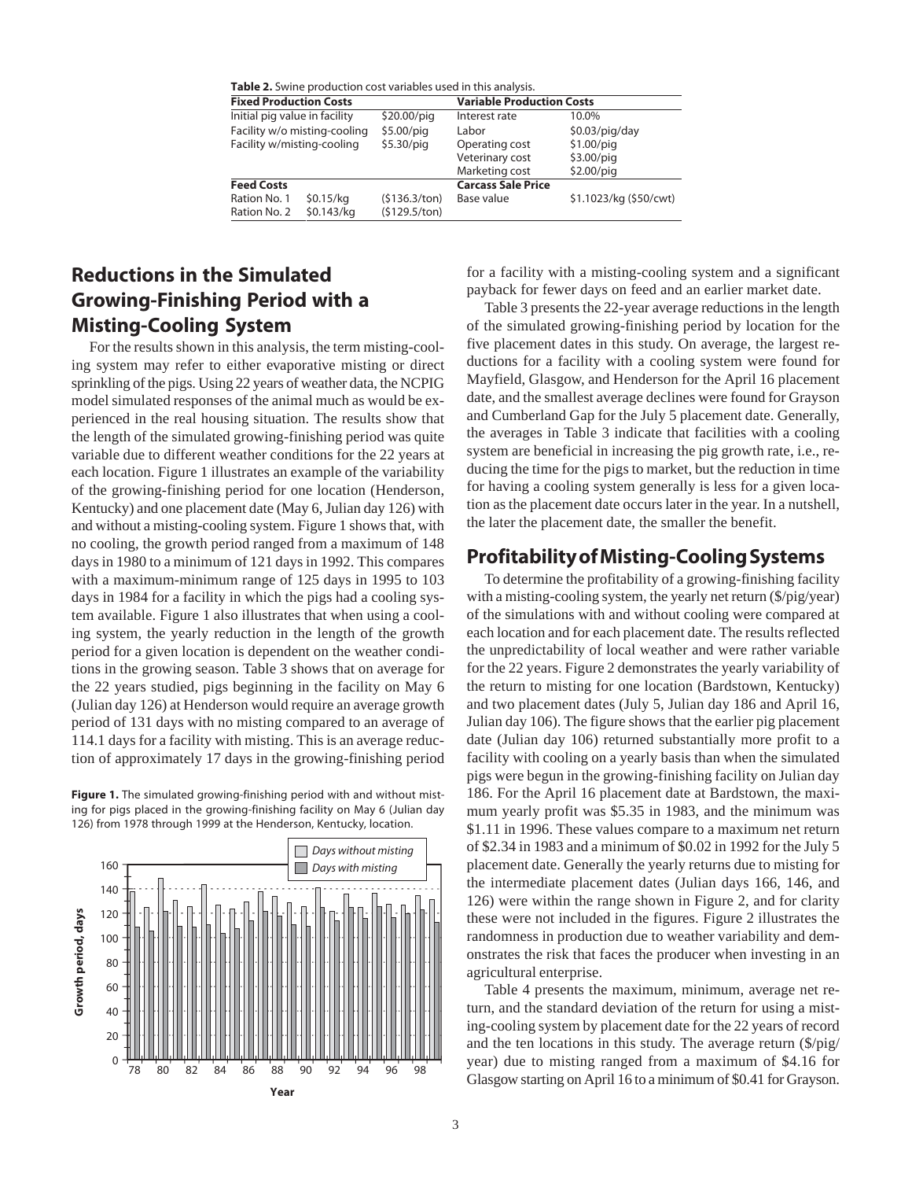**Table 2.** Swine production cost variables used in this analysis.

| Fixed Production Costs | | | Variable Production Costs | |
|---|---|---|---|---|
| Initial pig value in facility | | $20.00/pig | Interest rate | 10.0% |
| Facility w/o misting-cooling | | $5.00/pig | Labor | $0.03/pig/day |
| Facility w/misting-cooling | | $5.30/pig | Operating cost | $1.00/pig |
| | | | Veterinary cost | $3.00/pig |
| | | | Marketing cost | $2.00/pig |
| **Feed Costs** | | | **Carcass Sale Price** | |
| Ration No. 1 | $0.15/kg | ($136.3/ton) | Base value | $1.1023/kg ($50/cwt) |
| Ration No. 2 | $0.143/kg | ($129.5/ton) | | |

## Reductions in the Simulated Growing-Finishing Period with a Misting-Cooling System

For the results shown in this analysis, the term misting-cooling system may refer to either evaporative misting or direct sprinkling of the pigs. Using 22 years of weather data, the NCPIG model simulated responses of the animal much as would be experienced in the real housing situation. The results show that the length of the simulated growing-finishing period was quite variable due to different weather conditions for the 22 years at each location. Figure 1 illustrates an example of the variability of the growing-finishing period for one location (Henderson, Kentucky) and one placement date (May 6, Julian day 126) with and without a misting-cooling system. Figure 1 shows that, with no cooling, the growth period ranged from a maximum of 148 days in 1980 to a minimum of 121 days in 1992. This compares with a maximum-minimum range of 125 days in 1995 to 103 days in 1984 for a facility in which the pigs had a cooling system available. Figure 1 also illustrates that when using a cooling system, the yearly reduction in the length of the growth period for a given location is dependent on the weather conditions in the growing season. Table 3 shows that on average for the 22 years studied, pigs beginning in the facility on May 6 (Julian day 126) at Henderson would require an average growth period of 131 days with no misting compared to an average of 114.1 days for a facility with misting. This is an average reduction of approximately 17 days in the growing-finishing period for a facility with a misting-cooling system and a significant payback for fewer days on feed and an earlier market date.

**Figure 1.** The simulated growing-finishing period with and without misting for pigs placed in the growing-finishing facility on May 6 (Julian day 126) from 1978 through 1999 at the Henderson, Kentucky, location.

Table 3 presents the 22-year average reductions in the length of the simulated growing-finishing period by location for the five placement dates in this study. On average, the largest reductions for a facility with a cooling system were found for Mayfield, Glasgow, and Henderson for the April 16 placement date, and the smallest average declines were found for Grayson and Cumberland Gap for the July 5 placement date. Generally, the averages in Table 3 indicate that facilities with a cooling system are beneficial in increasing the pig growth rate, i.e., reducing the time for the pigs to market, but the reduction in time for having a cooling system generally is less for a given location as the placement date occurs later in the year. In a nutshell, the later the placement date, the smaller the benefit.

## Profitability of Misting-Cooling Systems

To determine the profitability of a growing-finishing facility with a misting-cooling system, the yearly net return ($/pig/year) of the simulations with and without cooling were compared at each location and for each placement date. The results reflected the unpredictability of local weather and were rather variable for the 22 years. Figure 2 demonstrates the yearly variability of the return to misting for one location (Bardstown, Kentucky) and two placement dates (July 5, Julian day 186 and April 16, Julian day 106). The figure shows that the earlier pig placement date (Julian day 106) returned substantially more profit to a facility with cooling on a yearly basis than when the simulated pigs were begun in the growing-finishing facility on Julian day 186. For the April 16 placement date at Bardstown, the maximum yearly profit was $5.35 in 1983, and the minimum was $1.11 in 1996. These values compare to a maximum net return of $2.34 in 1983 and a minimum of $0.02 in 1992 for the July 5 placement date. Generally the yearly returns due to misting for the intermediate placement dates (Julian days 166, 146, and 126) were within the range shown in Figure 2, and for clarity these were not included in the figures. Figure 2 illustrates the randomness in production due to weather variability and demonstrates the risk that faces the producer when investing in an agricultural enterprise.

Table 4 presents the maximum, minimum, average net return, and the standard deviation of the return for using a misting-cooling system by placement date for the 22 years of record and the ten locations in this study. The average return ($/pig/year) due to misting ranged from a maximum of $4.16 for Glasgow starting on April 16 to a minimum of $0.41 for Grayson.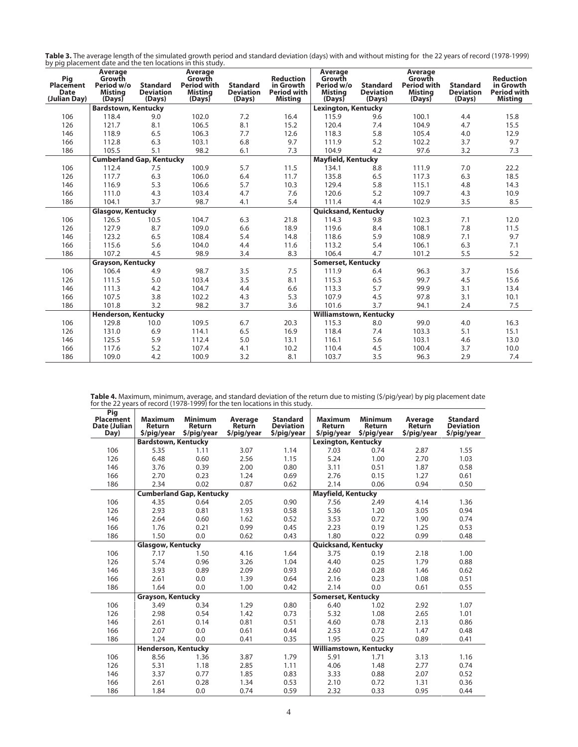**Table 3.** The average length of the simulated growth period and standard deviation (days) with and without misting for the 22 years of record (1978-1999) by pig placement date and the ten locations in this study.

| Pig Placement Date (Julian Day) | Average Growth Period w/o Misting (Days) | Standard Deviation (Days) | Average Growth Period with Misting (Days) | Standard Deviation (Days) | Reduction in Growth Period with Misting | Average Growth Period w/o Misting (Days) | Standard Deviation (Days) | Average Growth Period with Misting (Days) | Standard Deviation (Days) | Reduction in Growth Period with Misting |
|---|---|---|---|---|---|---|---|---|---|---|
| | **Bardstown, Kentucky** | | | | | **Lexington, Kentucky** | | | | |
| 106 | 118.4 | 9.0 | 102.0 | 7.2 | 16.4 | 115.9 | 9.6 | 100.1 | 4.4 | 15.8 |
| 126 | 121.7 | 8.1 | 106.5 | 8.1 | 15.2 | 120.4 | 7.4 | 104.9 | 4.7 | 15.5 |
| 146 | 118.9 | 6.5 | 106.3 | 7.7 | 12.6 | 118.3 | 5.8 | 105.4 | 4.0 | 12.9 |
| 166 | 112.8 | 6.3 | 103.1 | 6.8 | 9.7 | 111.9 | 5.2 | 102.2 | 3.7 | 9.7 |
| 186 | 105.5 | 5.1 | 98.2 | 6.1 | 7.3 | 104.9 | 4.2 | 97.6 | 3.2 | 7.3 |
| | **Cumberland Gap, Kentucky** | | | | | **Mayfield, Kentucky** | | | | |
| 106 | 112.4 | 7.5 | 100.9 | 5.7 | 11.5 | 134.1 | 8.8 | 111.9 | 7.0 | 22.2 |
| 126 | 117.7 | 6.3 | 106.0 | 6.4 | 11.7 | 135.8 | 6.5 | 117.3 | 6.3 | 18.5 |
| 146 | 116.9 | 5.3 | 106.6 | 5.7 | 10.3 | 129.4 | 5.8 | 115.1 | 4.8 | 14.3 |
| 166 | 111.0 | 4.3 | 103.4 | 4.7 | 7.6 | 120.6 | 5.2 | 109.7 | 4.3 | 10.9 |
| 186 | 104.1 | 3.7 | 98.7 | 4.1 | 5.4 | 111.4 | 4.4 | 102.9 | 3.5 | 8.5 |
| | **Glasgow, Kentucky** | | | | | **Quicksand, Kentucky** | | | | |
| 106 | 126.5 | 10.5 | 104.7 | 6.3 | 21.8 | 114.3 | 9.8 | 102.3 | 7.1 | 12.0 |
| 126 | 127.9 | 8.7 | 109.0 | 6.6 | 18.9 | 119.6 | 8.4 | 108.1 | 7.8 | 11.5 |
| 146 | 123.2 | 6.5 | 108.4 | 5.4 | 14.8 | 118.6 | 5.9 | 108.9 | 7.1 | 9.7 |
| 166 | 115.6 | 5.6 | 104.0 | 4.4 | 11.6 | 113.2 | 5.4 | 106.1 | 6.3 | 7.1 |
| 186 | 107.2 | 4.5 | 98.9 | 3.4 | 8.3 | 106.4 | 4.7 | 101.2 | 5.5 | 5.2 |
| | **Grayson, Kentucky** | | | | | **Somerset, Kentucky** | | | | |
| 106 | 106.4 | 4.9 | 98.7 | 3.5 | 7.5 | 111.9 | 6.4 | 96.3 | 3.7 | 15.6 |
| 126 | 111.5 | 5.0 | 103.4 | 3.5 | 8.1 | 115.3 | 6.5 | 99.7 | 4.5 | 15.6 |
| 146 | 111.3 | 4.2 | 104.7 | 4.4 | 6.6 | 113.3 | 5.7 | 99.9 | 3.1 | 13.4 |
| 166 | 107.5 | 3.8 | 102.2 | 4.3 | 5.3 | 107.9 | 4.5 | 97.8 | 3.1 | 10.1 |
| 186 | 101.8 | 3.2 | 98.2 | 3.7 | 3.6 | 101.6 | 3.7 | 94.1 | 2.4 | 7.5 |
| | **Henderson, Kentucky** | | | | | **Williamstown, Kentucky** | | | | |
| 106 | 129.8 | 10.0 | 109.5 | 6.7 | 20.3 | 115.3 | 8.0 | 99.0 | 4.0 | 16.3 |
| 126 | 131.0 | 6.9 | 114.1 | 6.5 | 16.9 | 118.4 | 7.4 | 103.3 | 5.1 | 15.1 |
| 146 | 125.5 | 5.9 | 112.4 | 5.0 | 13.1 | 116.1 | 5.6 | 103.1 | 4.6 | 13.0 |
| 166 | 117.6 | 5.2 | 107.4 | 4.1 | 10.2 | 110.4 | 4.5 | 100.4 | 3.7 | 10.0 |
| 186 | 109.0 | 4.2 | 100.9 | 3.2 | 8.1 | 103.7 | 3.5 | 96.3 | 2.9 | 7.4 |

**Table 4.** Maximum, minimum, average, and standard deviation of the return due to misting ($/pig/year) by pig placement date for the 22 years of record (1978-1999) for the ten locations in this study.

| Pig Placement Date (Julian Day) | Maximum Return $/pig/year | Minimum Return $/pig/year | Average Return $/pig/year | Standard Deviation $/pig/year | Maximum Return $/pig/year | Minimum Return $/pig/year | Average Return $/pig/year | Standard Deviation $/pig/year |
|---|---|---|---|---|---|---|---|---|
| | **Bardstown, Kentucky** | | | | **Lexington, Kentucky** | | | |
| 106 | 5.35 | 1.11 | 3.07 | 1.14 | 7.03 | 0.74 | 2.87 | 1.55 |
| 126 | 6.48 | 0.60 | 2.56 | 1.15 | 5.24 | 1.00 | 2.70 | 1.03 |
| 146 | 3.76 | 0.39 | 2.00 | 0.80 | 3.11 | 0.51 | 1.87 | 0.58 |
| 166 | 2.70 | 0.23 | 1.24 | 0.69 | 2.76 | 0.15 | 1.27 | 0.61 |
| 186 | 2.34 | 0.02 | 0.87 | 0.62 | 2.14 | 0.06 | 0.94 | 0.50 |
| | **Cumberland Gap, Kentucky** | | | | **Mayfield, Kentucky** | | | |
| 106 | 4.35 | 0.64 | 2.05 | 0.90 | 7.56 | 2.49 | 4.14 | 1.36 |
| 126 | 2.93 | 0.81 | 1.93 | 0.58 | 5.36 | 1.20 | 3.05 | 0.94 |
| 146 | 2.64 | 0.60 | 1.62 | 0.52 | 3.53 | 0.72 | 1.90 | 0.74 |
| 166 | 1.76 | 0.21 | 0.99 | 0.45 | 2.23 | 0.19 | 1.25 | 0.53 |
| 186 | 1.50 | 0.0 | 0.62 | 0.43 | 1.80 | 0.22 | 0.99 | 0.48 |
| | **Glasgow, Kentucky** | | | | **Quicksand, Kentucky** | | | |
| 106 | 7.17 | 1.50 | 4.16 | 1.64 | 3.75 | 0.19 | 2.18 | 1.00 |
| 126 | 5.74 | 0.96 | 3.26 | 1.04 | 4.40 | 0.25 | 1.79 | 0.88 |
| 146 | 3.93 | 0.89 | 2.09 | 0.93 | 2.60 | 0.28 | 1.46 | 0.62 |
| 166 | 2.61 | 0.0 | 1.39 | 0.64 | 2.16 | 0.23 | 1.08 | 0.51 |
| 186 | 1.64 | 0.0 | 1.00 | 0.42 | 2.14 | 0.0 | 0.61 | 0.55 |
| | **Grayson, Kentucky** | | | | **Somerset, Kentucky** | | | |
| 106 | 3.49 | 0.34 | 1.29 | 0.80 | 6.40 | 1.02 | 2.92 | 1.07 |
| 126 | 2.98 | 0.54 | 1.42 | 0.73 | 5.32 | 1.08 | 2.65 | 1.01 |
| 146 | 2.61 | 0.14 | 0.81 | 0.51 | 4.60 | 0.78 | 2.13 | 0.86 |
| 166 | 2.07 | 0.0 | 0.61 | 0.44 | 2.53 | 0.72 | 1.47 | 0.48 |
| 186 | 1.24 | 0.0 | 0.41 | 0.35 | 1.95 | 0.25 | 0.89 | 0.41 |
| | **Henderson, Kentucky** | | | | **Williamstown, Kentucky** | | | |
| 106 | 8.56 | 1.36 | 3.87 | 1.79 | 5.91 | 1.71 | 3.13 | 1.16 |
| 126 | 5.31 | 1.18 | 2.85 | 1.11 | 4.06 | 1.48 | 2.77 | 0.74 |
| 146 | 3.37 | 0.77 | 1.85 | 0.83 | 3.33 | 0.88 | 2.07 | 0.52 |
| 166 | 2.61 | 0.28 | 1.34 | 0.53 | 2.10 | 0.72 | 1.31 | 0.36 |
| 186 | 1.84 | 0.0 | 0.74 | 0.59 | 2.32 | 0.33 | 0.95 | 0.44 |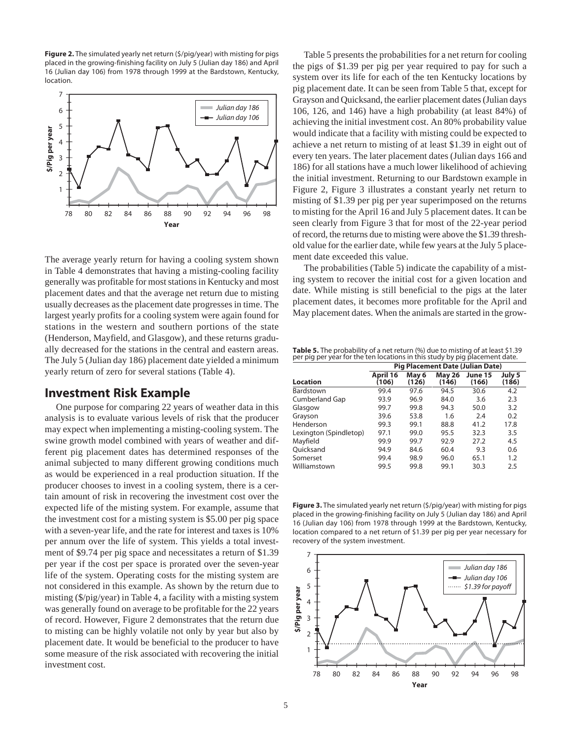**Figure 2.** The simulated yearly net return ($/pig/year) with misting for pigs placed in the growing-finishing facility on July 5 (Julian day 186) and April 16 (Julian day 106) from 1978 through 1999 at the Bardstown, Kentucky, location.

The average yearly return for having a cooling system shown in Table 4 demonstrates that having a misting-cooling facility generally was profitable for most stations in Kentucky and most placement dates and that the average net return due to misting usually decreases as the placement date progresses in time. The largest yearly profits for a cooling system were again found for stations in the western and southern portions of the state (Henderson, Mayfield, and Glasgow), and these returns gradually decreased for the stations in the central and eastern areas. The July 5 (Julian day 186) placement date yielded a minimum yearly return of zero for several stations (Table 4).

## Investment Risk Example

One purpose for comparing 22 years of weather data in this analysis is to evaluate various levels of risk that the producer may expect when implementing a misting-cooling system. The swine growth model combined with years of weather and different pig placement dates has determined responses of the animal subjected to many different growing conditions much as would be experienced in a real production situation. If the producer chooses to invest in a cooling system, there is a certain amount of risk in recovering the investment cost over the expected life of the misting system. For example, assume that the investment cost for a misting system is $5.00 per pig space with a seven-year life, and the rate for interest and taxes is 10% per annum over the life of system. This yields a total investment of $9.74 per pig space and necessitates a return of $1.39 per year if the cost per space is prorated over the seven-year life of the system. Operating costs for the misting system are not considered in this example. As shown by the return due to misting ($/pig/year) in Table 4, a facility with a misting system was generally found on average to be profitable for the 22 years of record. However, Figure 2 demonstrates that the return due to misting can be highly volatile not only by year but also by placement date. It would be beneficial to the producer to have some measure of the risk associated with recovering the initial investment cost.

Table 5 presents the probabilities for a net return for cooling the pigs of $1.39 per pig per year required to pay for such a system over its life for each of the ten Kentucky locations by pig placement date. It can be seen from Table 5 that, except for Grayson and Quicksand, the earlier placement dates (Julian days 106, 126, and 146) have a high probability (at least 84%) of achieving the initial investment cost. An 80% probability value would indicate that a facility with misting could be expected to achieve a net return to misting of at least $1.39 in eight out of every ten years. The later placement dates (Julian days 166 and 186) for all stations have a much lower likelihood of achieving the initial investment. Returning to our Bardstown example in Figure 2, Figure 3 illustrates a constant yearly net return to misting of $1.39 per pig per year superimposed on the returns to misting for the April 16 and July 5 placement dates. It can be seen clearly from Figure 3 that for most of the 22-year period of record, the returns due to misting were above the $1.39 threshold value for the earlier date, while few years at the July 5 placement date exceeded this value.

The probabilities (Table 5) indicate the capability of a misting system to recover the initial cost for a given location and date. While misting is still beneficial to the pigs at the later placement dates, it becomes more profitable for the April and May placement dates. When the animals are started in the grow-

**Table 5.** The probability of a net return (%) due to misting of at least $1.39 per pig per year for the ten locations in this study by pig placement date.

| | Pig Placement Date (Julian Date) | | | | |
|---|---|---|---|---|---|
| **Location** | **April 16 (106)** | **May 6 (126)** | **May 26 (146)** | **June 15 (166)** | **July 5 (186)** |
| Bardstown | 99.4 | 97.6 | 94.5 | 30.6 | 4.2 |
| Cumberland Gap | 93.9 | 96.9 | 84.0 | 3.6 | 2.3 |
| Glasgow | 99.7 | 99.8 | 94.3 | 50.0 | 3.2 |
| Grayson | 39.6 | 53.8 | 1.6 | 2.4 | 0.2 |
| Henderson | 99.3 | 99.1 | 88.8 | 41.2 | 17.8 |
| Lexington (Spindletop) | 97.1 | 99.0 | 95.5 | 32.3 | 3.5 |
| Mayfield | 99.9 | 99.7 | 92.9 | 27.2 | 4.5 |
| Quicksand | 94.9 | 84.6 | 60.4 | 9.3 | 0.6 |
| Somerset | 99.4 | 98.9 | 96.0 | 65.1 | 1.2 |
| Williamstown | 99.5 | 99.8 | 99.1 | 30.3 | 2.5 |

**Figure 3.** The simulated yearly net return ($/pig/year) with misting for pigs placed in the growing-finishing facility on July 5 (Julian day 186) and April 16 (Julian day 106) from 1978 through 1999 at the Bardstown, Kentucky, location compared to a net return of $1.39 per pig per year necessary for recovery of the system investment.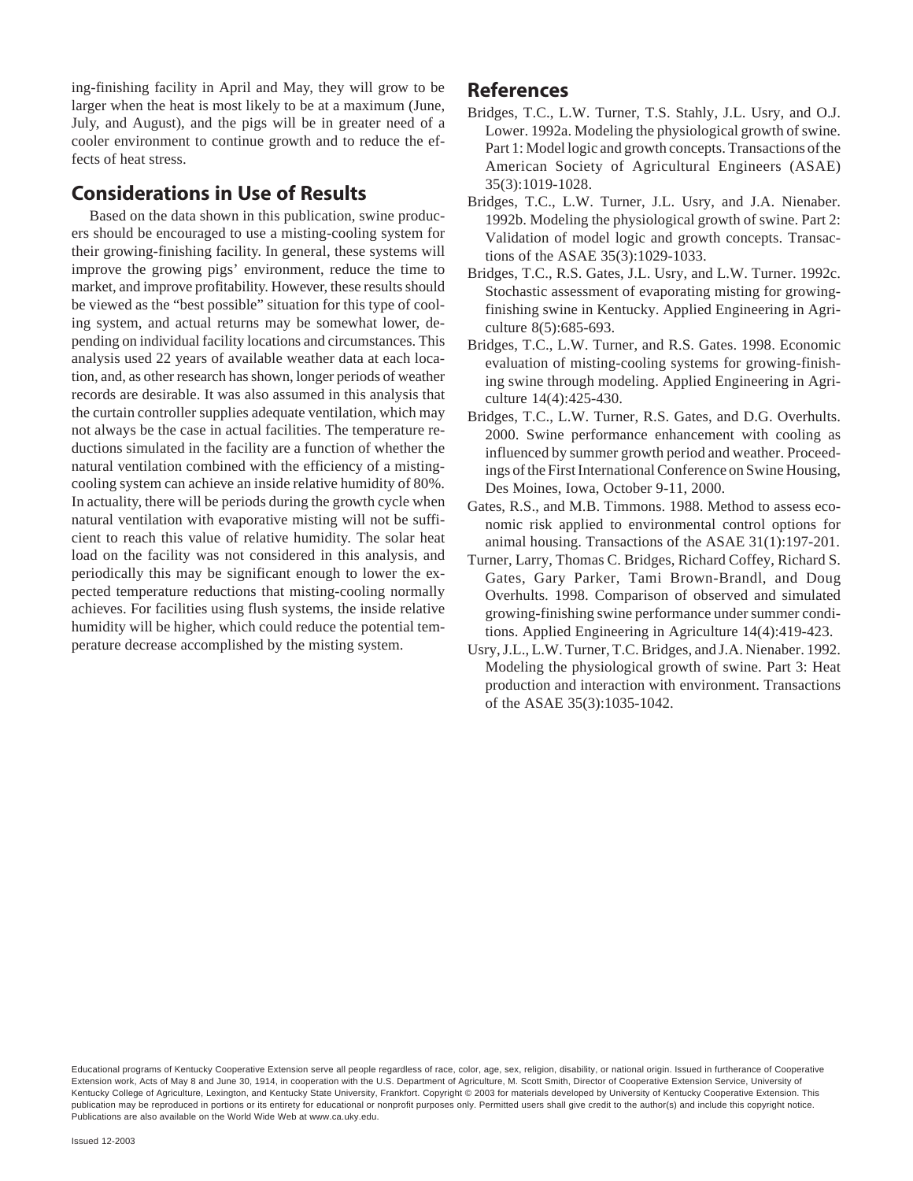ing-finishing facility in April and May, they will grow to be larger when the heat is most likely to be at a maximum (June, July, and August), and the pigs will be in greater need of a cooler environment to continue growth and to reduce the effects of heat stress.

## Considerations in Use of Results

Based on the data shown in this publication, swine producers should be encouraged to use a misting-cooling system for their growing-finishing facility. In general, these systems will improve the growing pigs' environment, reduce the time to market, and improve profitability. However, these results should be viewed as the "best possible" situation for this type of cooling system, and actual returns may be somewhat lower, depending on individual facility locations and circumstances. This analysis used 22 years of available weather data at each location, and, as other research has shown, longer periods of weather records are desirable. It was also assumed in this analysis that the curtain controller supplies adequate ventilation, which may not always be the case in actual facilities. The temperature reductions simulated in the facility are a function of whether the natural ventilation combined with the efficiency of a misting-cooling system can achieve an inside relative humidity of 80%. In actuality, there will be periods during the growth cycle when natural ventilation with evaporative misting will not be sufficient to reach this value of relative humidity. The solar heat load on the facility was not considered in this analysis, and periodically this may be significant enough to lower the expected temperature reductions that misting-cooling normally achieves. For facilities using flush systems, the inside relative humidity will be higher, which could reduce the potential temperature decrease accomplished by the misting system.

## References

Bridges, T.C., L.W. Turner, T.S. Stahly, J.L. Usry, and O.J. Lower. 1992a. Modeling the physiological growth of swine. Part 1: Model logic and growth concepts. Transactions of the American Society of Agricultural Engineers (ASAE) 35(3):1019-1028.

Bridges, T.C., L.W. Turner, J.L. Usry, and J.A. Nienaber. 1992b. Modeling the physiological growth of swine. Part 2: Validation of model logic and growth concepts. Transactions of the ASAE 35(3):1029-1033.

Bridges, T.C., R.S. Gates, J.L. Usry, and L.W. Turner. 1992c. Stochastic assessment of evaporating misting for growing-finishing swine in Kentucky. Applied Engineering in Agriculture 8(5):685-693.

Bridges, T.C., L.W. Turner, and R.S. Gates. 1998. Economic evaluation of misting-cooling systems for growing-finishing swine through modeling. Applied Engineering in Agriculture 14(4):425-430.

Bridges, T.C., L.W. Turner, R.S. Gates, and D.G. Overhults. 2000. Swine performance enhancement with cooling as influenced by summer growth period and weather. Proceedings of the First International Conference on Swine Housing, Des Moines, Iowa, October 9-11, 2000.

Gates, R.S., and M.B. Timmons. 1988. Method to assess economic risk applied to environmental control options for animal housing. Transactions of the ASAE 31(1):197-201.

Turner, Larry, Thomas C. Bridges, Richard Coffey, Richard S. Gates, Gary Parker, Tami Brown-Brandl, and Doug Overhults. 1998. Comparison of observed and simulated growing-finishing swine performance under summer conditions. Applied Engineering in Agriculture 14(4):419-423.

Usry, J.L., L.W. Turner, T.C. Bridges, and J.A. Nienaber. 1992. Modeling the physiological growth of swine. Part 3: Heat production and interaction with environment. Transactions of the ASAE 35(3):1035-1042.

Educational programs of Kentucky Cooperative Extension serve all people regardless of race, color, age, sex, religion, disability, or national origin. Issued in furtherance of Cooperative Extension work, Acts of May 8 and June 30, 1914, in cooperation with the U.S. Department of Agriculture, M. Scott Smith, Director of Cooperative Extension Service, University of Kentucky College of Agriculture, Lexington, and Kentucky State University, Frankfort. Copyright © 2003 for materials developed by University of Kentucky Cooperative Extension. This publication may be reproduced in portions or its entirety for educational or nonprofit purposes only. Permitted users shall give credit to the author(s) and include this copyright notice. Publications are also available on the World Wide Web at www.ca.uky.edu.

Issued 12-2003